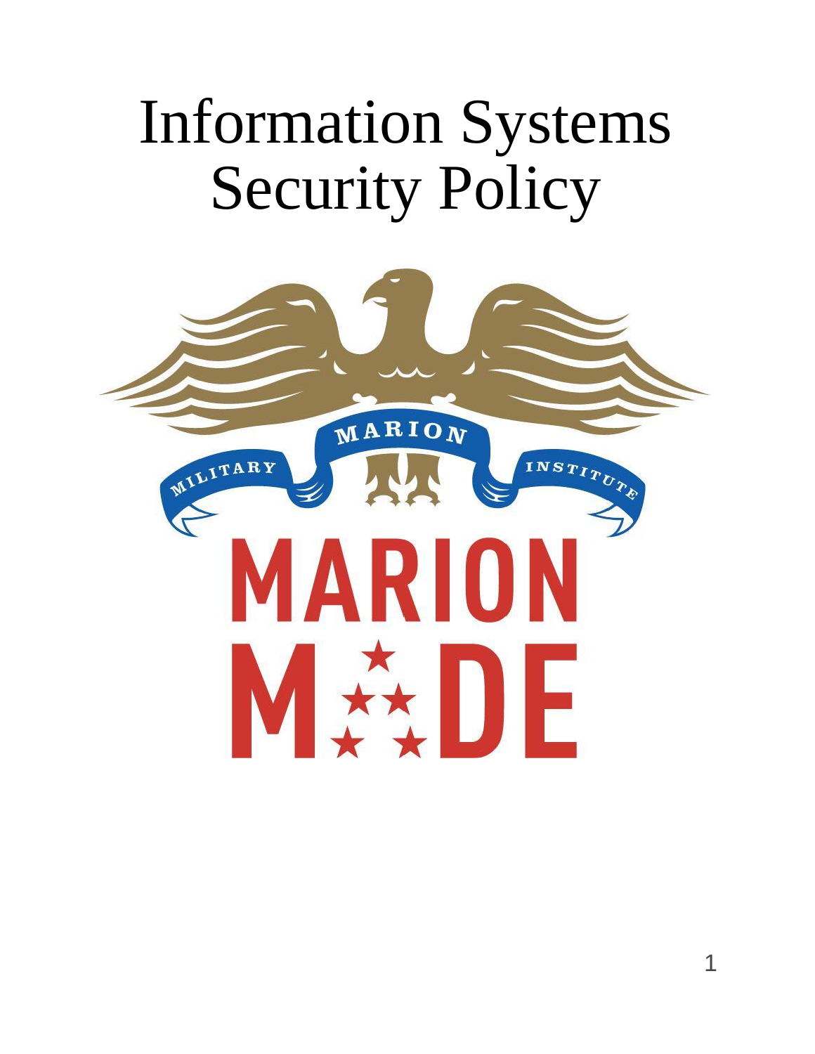# Information Systems Security Policy

MARION MILITARY INSTITUTE

MARION MADE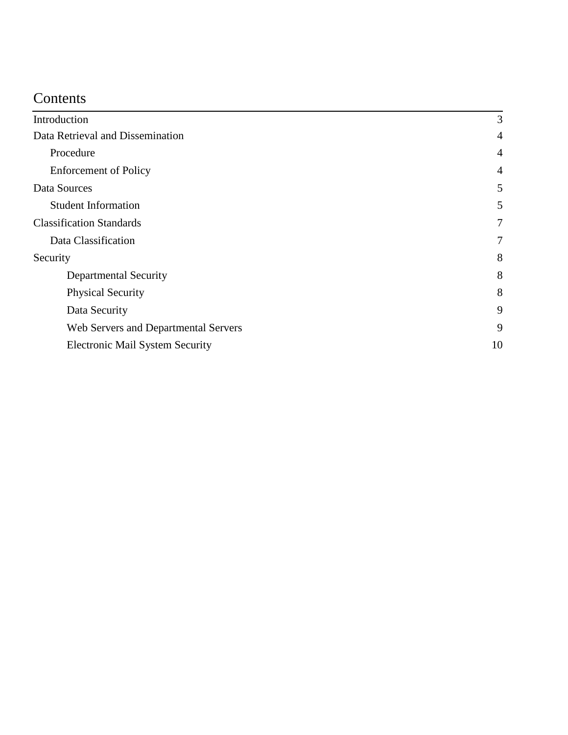# Contents

- Introduction 3
- Data Retrieval and Dissemination 4
  - Procedure 4
  - Enforcement of Policy 4
- Data Sources 5
  - Student Information 5
- Classification Standards 7
  - Data Classification 7
- Security 8
    - Departmental Security 8
    - Physical Security 8
    - Data Security 9
    - Web Servers and Departmental Servers 9
    - Electronic Mail System Security 10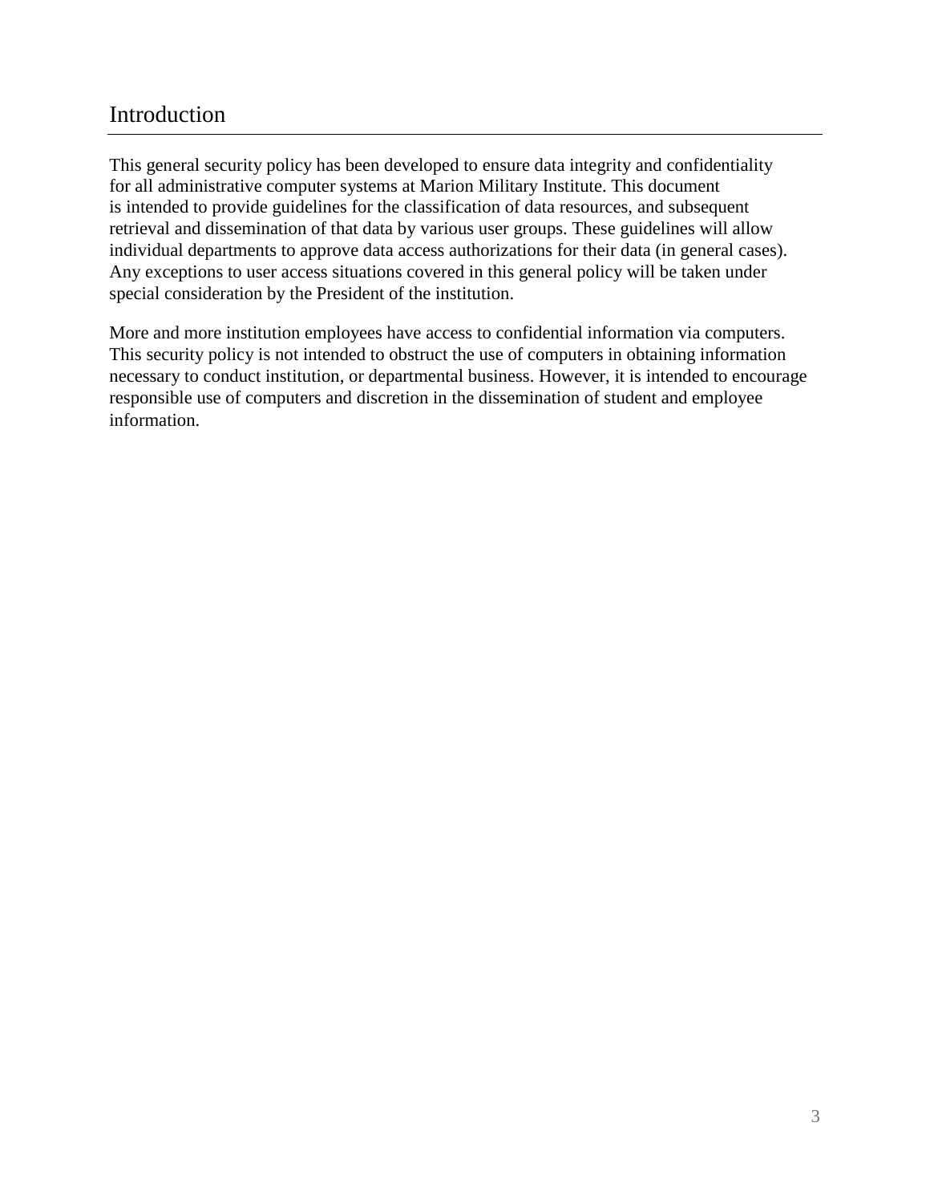# Introduction

This general security policy has been developed to ensure data integrity and confidentiality for all administrative computer systems at Marion Military Institute. This document is intended to provide guidelines for the classification of data resources, and subsequent retrieval and dissemination of that data by various user groups. These guidelines will allow individual departments to approve data access authorizations for their data (in general cases). Any exceptions to user access situations covered in this general policy will be taken under special consideration by the President of the institution.

More and more institution employees have access to confidential information via computers. This security policy is not intended to obstruct the use of computers in obtaining information necessary to conduct institution, or departmental business. However, it is intended to encourage responsible use of computers and discretion in the dissemination of student and employee information.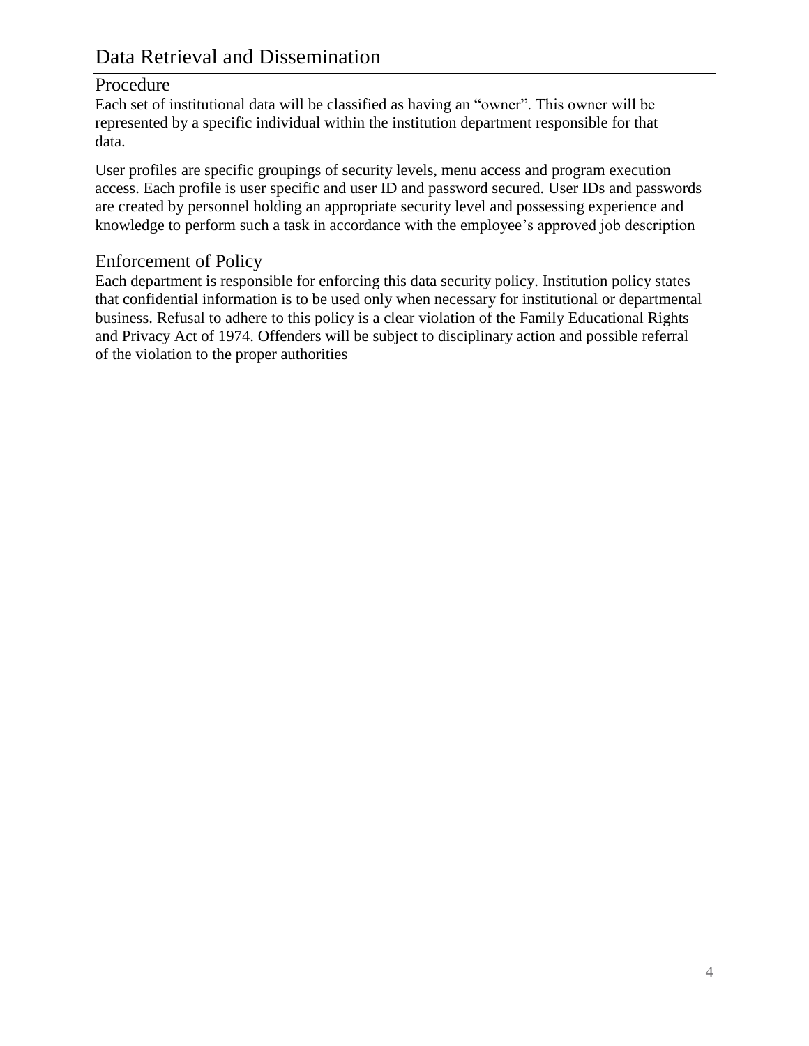# Data Retrieval and Dissemination

## Procedure

Each set of institutional data will be classified as having an "owner". This owner will be represented by a specific individual within the institution department responsible for that data.

User profiles are specific groupings of security levels, menu access and program execution access. Each profile is user specific and user ID and password secured. User IDs and passwords are created by personnel holding an appropriate security level and possessing experience and knowledge to perform such a task in accordance with the employee's approved job description

## Enforcement of Policy

Each department is responsible for enforcing this data security policy. Institution policy states that confidential information is to be used only when necessary for institutional or departmental business. Refusal to adhere to this policy is a clear violation of the Family Educational Rights and Privacy Act of 1974. Offenders will be subject to disciplinary action and possible referral of the violation to the proper authorities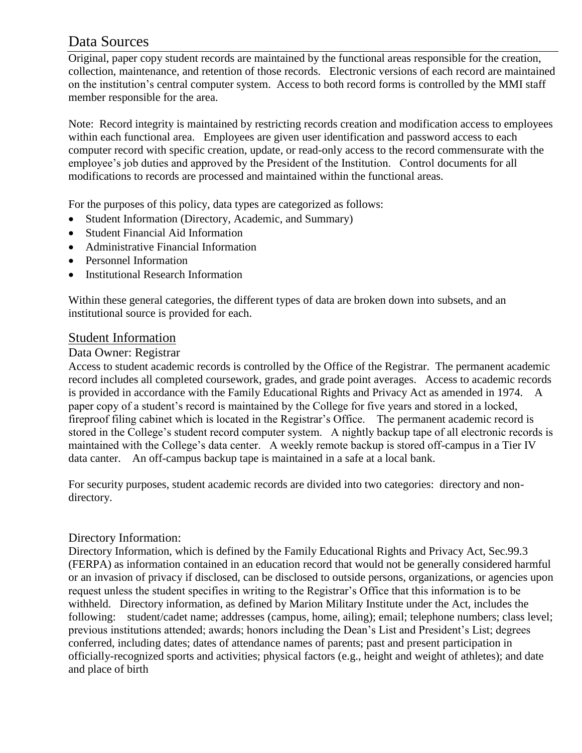# Data Sources

Original, paper copy student records are maintained by the functional areas responsible for the creation, collection, maintenance, and retention of those records. Electronic versions of each record are maintained on the institution's central computer system. Access to both record forms is controlled by the MMI staff member responsible for the area.

Note: Record integrity is maintained by restricting records creation and modification access to employees within each functional area. Employees are given user identification and password access to each computer record with specific creation, update, or read-only access to the record commensurate with the employee's job duties and approved by the President of the Institution. Control documents for all modifications to records are processed and maintained within the functional areas.

For the purposes of this policy, data types are categorized as follows:

- Student Information (Directory, Academic, and Summary)
- Student Financial Aid Information
- Administrative Financial Information
- Personnel Information
- Institutional Research Information

Within these general categories, the different types of data are broken down into subsets, and an institutional source is provided for each.

## Student Information

### Data Owner: Registrar

Access to student academic records is controlled by the Office of the Registrar. The permanent academic record includes all completed coursework, grades, and grade point averages. Access to academic records is provided in accordance with the Family Educational Rights and Privacy Act as amended in 1974. A paper copy of a student's record is maintained by the College for five years and stored in a locked, fireproof filing cabinet which is located in the Registrar's Office. The permanent academic record is stored in the College's student record computer system. A nightly backup tape of all electronic records is maintained with the College's data center. A weekly remote backup is stored off-campus in a Tier IV data canter. An off-campus backup tape is maintained in a safe at a local bank.

For security purposes, student academic records are divided into two categories: directory and non-directory.

### Directory Information:

Directory Information, which is defined by the Family Educational Rights and Privacy Act, Sec.99.3 (FERPA) as information contained in an education record that would not be generally considered harmful or an invasion of privacy if disclosed, can be disclosed to outside persons, organizations, or agencies upon request unless the student specifies in writing to the Registrar's Office that this information is to be withheld. Directory information, as defined by Marion Military Institute under the Act, includes the following: student/cadet name; addresses (campus, home, ailing); email; telephone numbers; class level; previous institutions attended; awards; honors including the Dean's List and President's List; degrees conferred, including dates; dates of attendance names of parents; past and present participation in officially-recognized sports and activities; physical factors (e.g., height and weight of athletes); and date and place of birth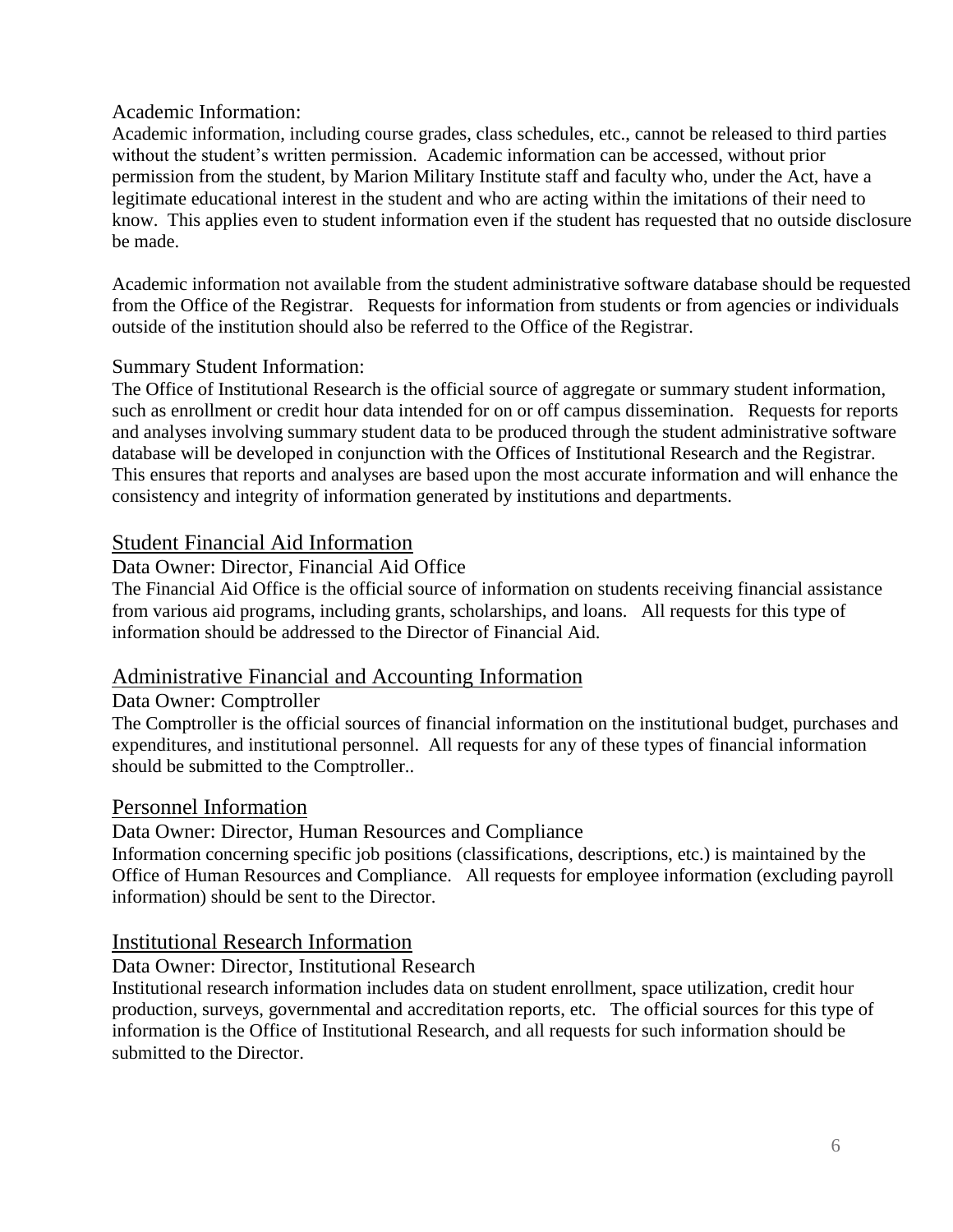### Academic Information:

Academic information, including course grades, class schedules, etc., cannot be released to third parties without the student's written permission. Academic information can be accessed, without prior permission from the student, by Marion Military Institute staff and faculty who, under the Act, have a legitimate educational interest in the student and who are acting within the imitations of their need to know. This applies even to student information even if the student has requested that no outside disclosure be made.

Academic information not available from the student administrative software database should be requested from the Office of the Registrar. Requests for information from students or from agencies or individuals outside of the institution should also be referred to the Office of the Registrar.

### Summary Student Information:

The Office of Institutional Research is the official source of aggregate or summary student information, such as enrollment or credit hour data intended for on or off campus dissemination. Requests for reports and analyses involving summary student data to be produced through the student administrative software database will be developed in conjunction with the Offices of Institutional Research and the Registrar. This ensures that reports and analyses are based upon the most accurate information and will enhance the consistency and integrity of information generated by institutions and departments.

## Student Financial Aid Information

Data Owner: Director, Financial Aid Office

The Financial Aid Office is the official source of information on students receiving financial assistance from various aid programs, including grants, scholarships, and loans. All requests for this type of information should be addressed to the Director of Financial Aid.

## Administrative Financial and Accounting Information

Data Owner: Comptroller

The Comptroller is the official sources of financial information on the institutional budget, purchases and expenditures, and institutional personnel. All requests for any of these types of financial information should be submitted to the Comptroller..

## Personnel Information

Data Owner: Director, Human Resources and Compliance

Information concerning specific job positions (classifications, descriptions, etc.) is maintained by the Office of Human Resources and Compliance. All requests for employee information (excluding payroll information) should be sent to the Director.

## Institutional Research Information

Data Owner: Director, Institutional Research

Institutional research information includes data on student enrollment, space utilization, credit hour production, surveys, governmental and accreditation reports, etc. The official sources for this type of information is the Office of Institutional Research, and all requests for such information should be submitted to the Director.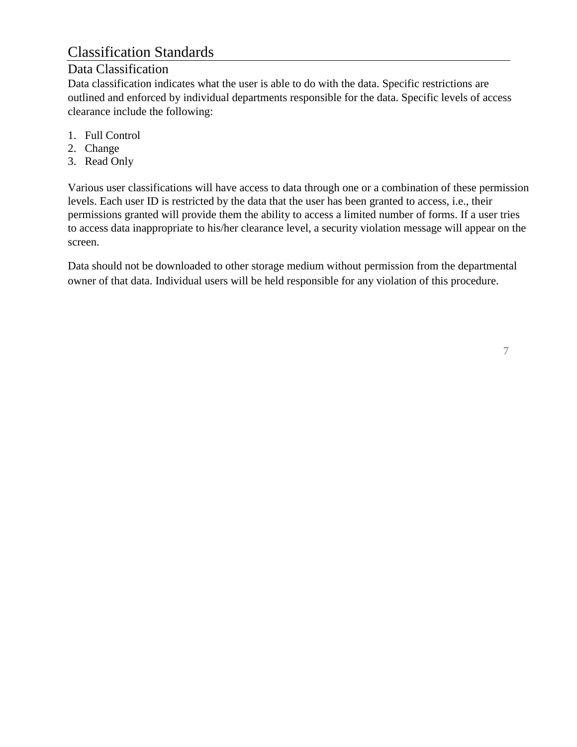# Classification Standards

## Data Classification

Data classification indicates what the user is able to do with the data. Specific restrictions are outlined and enforced by individual departments responsible for the data. Specific levels of access clearance include the following:

1. Full Control
2. Change
3. Read Only

Various user classifications will have access to data through one or a combination of these permission levels. Each user ID is restricted by the data that the user has been granted to access, i.e., their permissions granted will provide them the ability to access a limited number of forms. If a user tries to access data inappropriate to his/her clearance level, a security violation message will appear on the screen.

Data should not be downloaded to other storage medium without permission from the departmental owner of that data. Individual users will be held responsible for any violation of this procedure.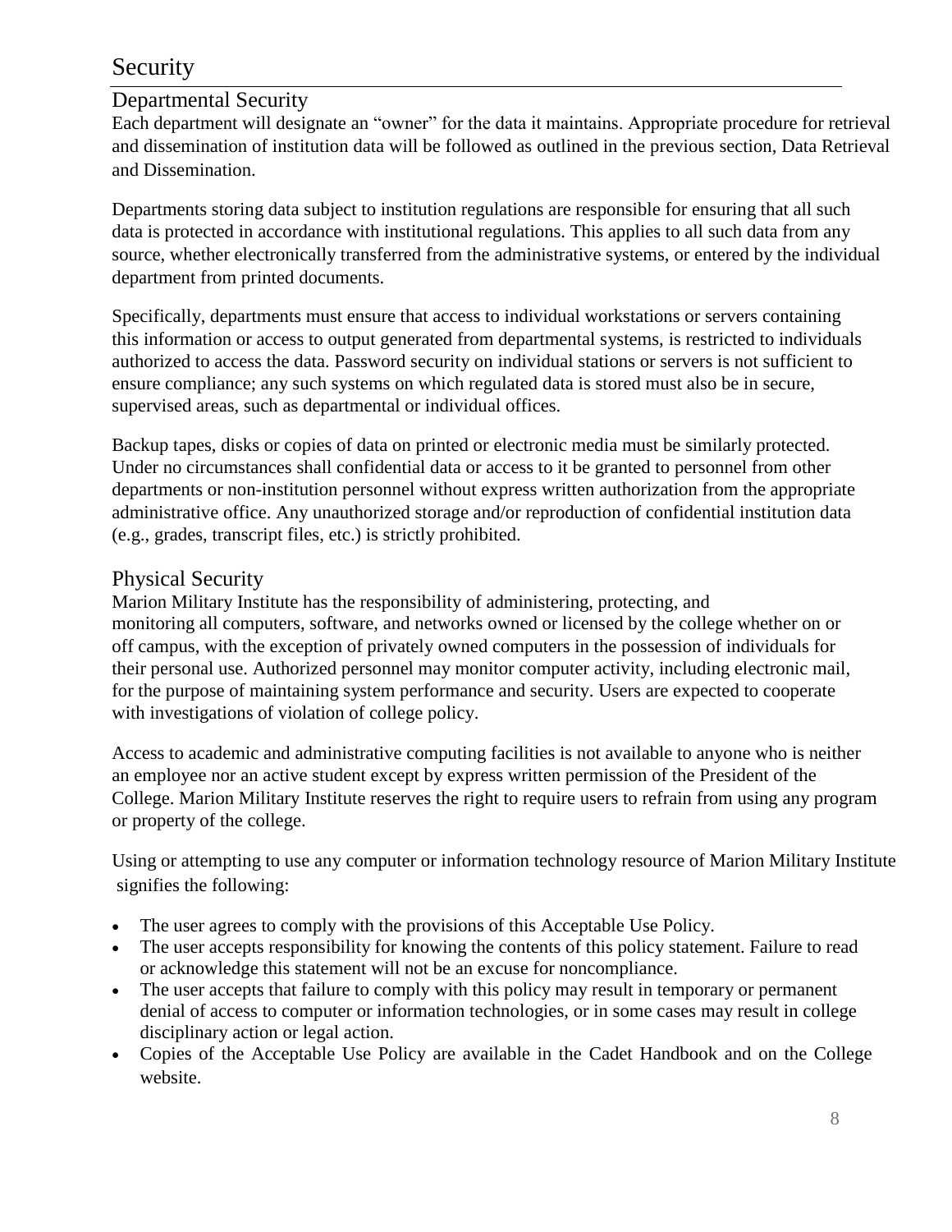# Security

## Departmental Security

Each department will designate an "owner" for the data it maintains. Appropriate procedure for retrieval and dissemination of institution data will be followed as outlined in the previous section, Data Retrieval and Dissemination.

Departments storing data subject to institution regulations are responsible for ensuring that all such data is protected in accordance with institutional regulations. This applies to all such data from any source, whether electronically transferred from the administrative systems, or entered by the individual department from printed documents.

Specifically, departments must ensure that access to individual workstations or servers containing this information or access to output generated from departmental systems, is restricted to individuals authorized to access the data. Password security on individual stations or servers is not sufficient to ensure compliance; any such systems on which regulated data is stored must also be in secure, supervised areas, such as departmental or individual offices.

Backup tapes, disks or copies of data on printed or electronic media must be similarly protected. Under no circumstances shall confidential data or access to it be granted to personnel from other departments or non-institution personnel without express written authorization from the appropriate administrative office. Any unauthorized storage and/or reproduction of confidential institution data (e.g., grades, transcript files, etc.) is strictly prohibited.

## Physical Security

Marion Military Institute has the responsibility of administering, protecting, and monitoring all computers, software, and networks owned or licensed by the college whether on or off campus, with the exception of privately owned computers in the possession of individuals for their personal use. Authorized personnel may monitor computer activity, including electronic mail, for the purpose of maintaining system performance and security. Users are expected to cooperate with investigations of violation of college policy.

Access to academic and administrative computing facilities is not available to anyone who is neither an employee nor an active student except by express written permission of the President of the College. Marion Military Institute reserves the right to require users to refrain from using any program or property of the college.

Using or attempting to use any computer or information technology resource of Marion Military Institute signifies the following:

- The user agrees to comply with the provisions of this Acceptable Use Policy.
- The user accepts responsibility for knowing the contents of this policy statement. Failure to read or acknowledge this statement will not be an excuse for noncompliance.
- The user accepts that failure to comply with this policy may result in temporary or permanent denial of access to computer or information technologies, or in some cases may result in college disciplinary action or legal action.
- Copies of the Acceptable Use Policy are available in the Cadet Handbook and on the College website.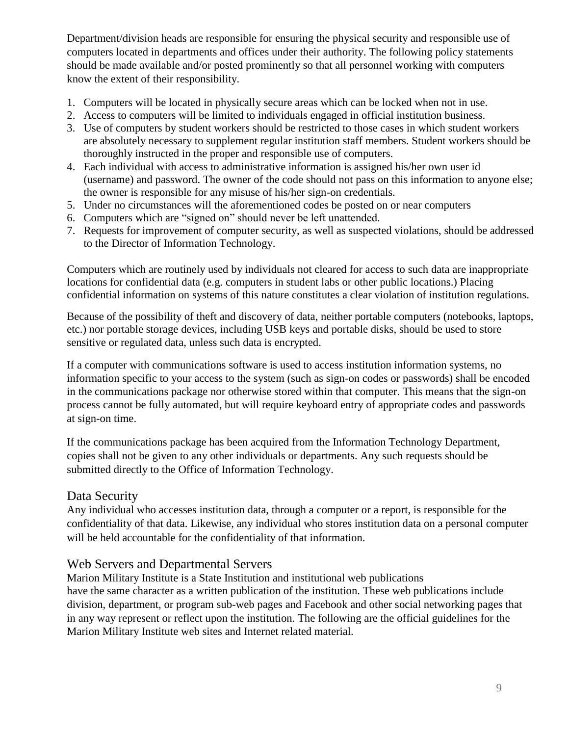Department/division heads are responsible for ensuring the physical security and responsible use of computers located in departments and offices under their authority. The following policy statements should be made available and/or posted prominently so that all personnel working with computers know the extent of their responsibility.

1. Computers will be located in physically secure areas which can be locked when not in use.
2. Access to computers will be limited to individuals engaged in official institution business.
3. Use of computers by student workers should be restricted to those cases in which student workers are absolutely necessary to supplement regular institution staff members. Student workers should be thoroughly instructed in the proper and responsible use of computers.
4. Each individual with access to administrative information is assigned his/her own user id (username) and password. The owner of the code should not pass on this information to anyone else; the owner is responsible for any misuse of his/her sign-on credentials.
5. Under no circumstances will the aforementioned codes be posted on or near computers
6. Computers which are "signed on" should never be left unattended.
7. Requests for improvement of computer security, as well as suspected violations, should be addressed to the Director of Information Technology.

Computers which are routinely used by individuals not cleared for access to such data are inappropriate locations for confidential data (e.g. computers in student labs or other public locations.) Placing confidential information on systems of this nature constitutes a clear violation of institution regulations.

Because of the possibility of theft and discovery of data, neither portable computers (notebooks, laptops, etc.) nor portable storage devices, including USB keys and portable disks, should be used to store sensitive or regulated data, unless such data is encrypted.

If a computer with communications software is used to access institution information systems, no information specific to your access to the system (such as sign-on codes or passwords) shall be encoded in the communications package nor otherwise stored within that computer. This means that the sign-on process cannot be fully automated, but will require keyboard entry of appropriate codes and passwords at sign-on time.

If the communications package has been acquired from the Information Technology Department, copies shall not be given to any other individuals or departments. Any such requests should be submitted directly to the Office of Information Technology.

## Data Security

Any individual who accesses institution data, through a computer or a report, is responsible for the confidentiality of that data. Likewise, any individual who stores institution data on a personal computer will be held accountable for the confidentiality of that information.

## Web Servers and Departmental Servers

Marion Military Institute is a State Institution and institutional web publications have the same character as a written publication of the institution. These web publications include division, department, or program sub-web pages and Facebook and other social networking pages that in any way represent or reflect upon the institution. The following are the official guidelines for the Marion Military Institute web sites and Internet related material.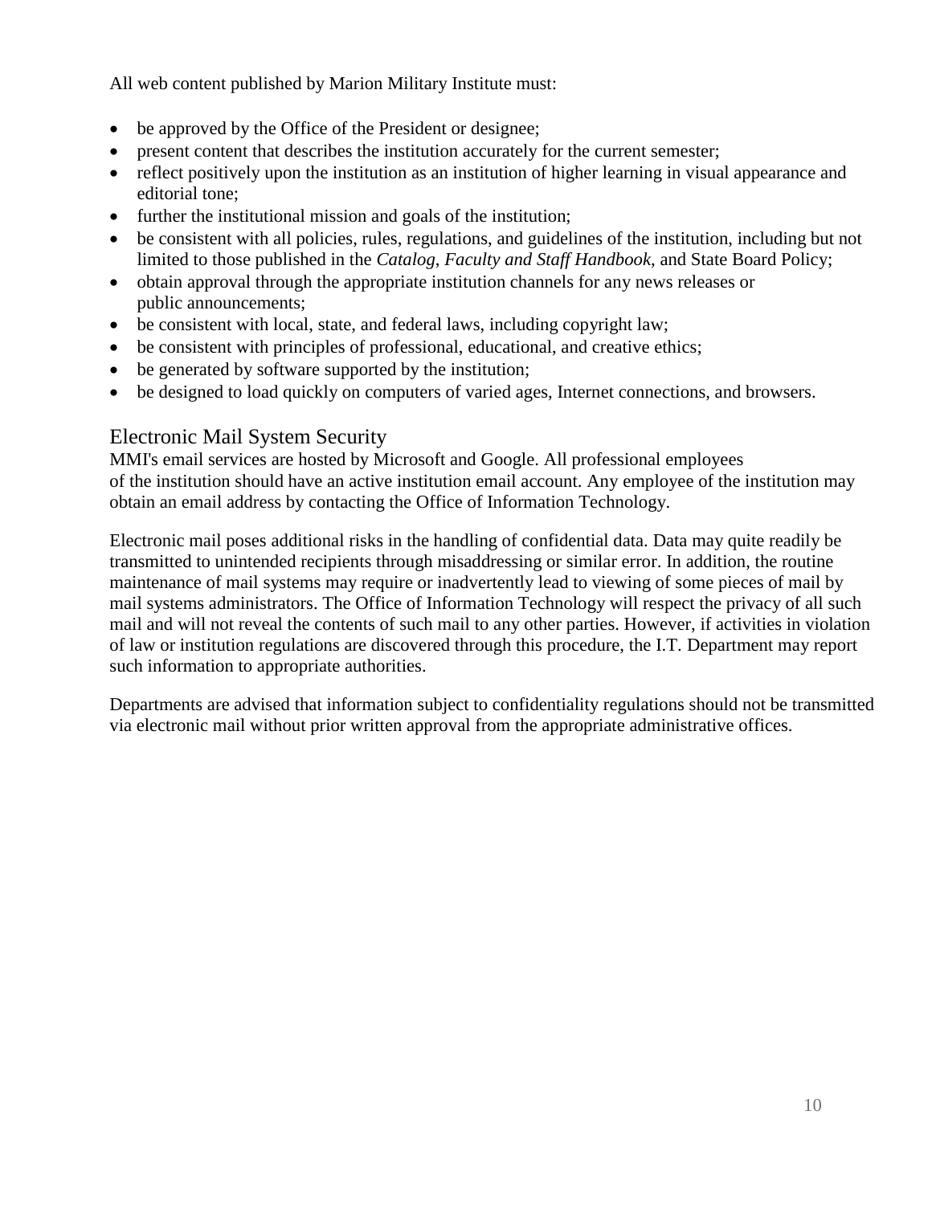All web content published by Marion Military Institute must:

- be approved by the Office of the President or designee;
- present content that describes the institution accurately for the current semester;
- reflect positively upon the institution as an institution of higher learning in visual appearance and editorial tone;
- further the institutional mission and goals of the institution;
- be consistent with all policies, rules, regulations, and guidelines of the institution, including but not limited to those published in the *Catalog*, *Faculty and Staff Handbook*, and State Board Policy;
- obtain approval through the appropriate institution channels for any news releases or public announcements;
- be consistent with local, state, and federal laws, including copyright law;
- be consistent with principles of professional, educational, and creative ethics;
- be generated by software supported by the institution;
- be designed to load quickly on computers of varied ages, Internet connections, and browsers.

## Electronic Mail System Security

MMI's email services are hosted by Microsoft and Google. All professional employees of the institution should have an active institution email account. Any employee of the institution may obtain an email address by contacting the Office of Information Technology.

Electronic mail poses additional risks in the handling of confidential data. Data may quite readily be transmitted to unintended recipients through misaddressing or similar error. In addition, the routine maintenance of mail systems may require or inadvertently lead to viewing of some pieces of mail by mail systems administrators. The Office of Information Technology will respect the privacy of all such mail and will not reveal the contents of such mail to any other parties. However, if activities in violation of law or institution regulations are discovered through this procedure, the I.T. Department may report such information to appropriate authorities.

Departments are advised that information subject to confidentiality regulations should not be transmitted via electronic mail without prior written approval from the appropriate administrative offices.